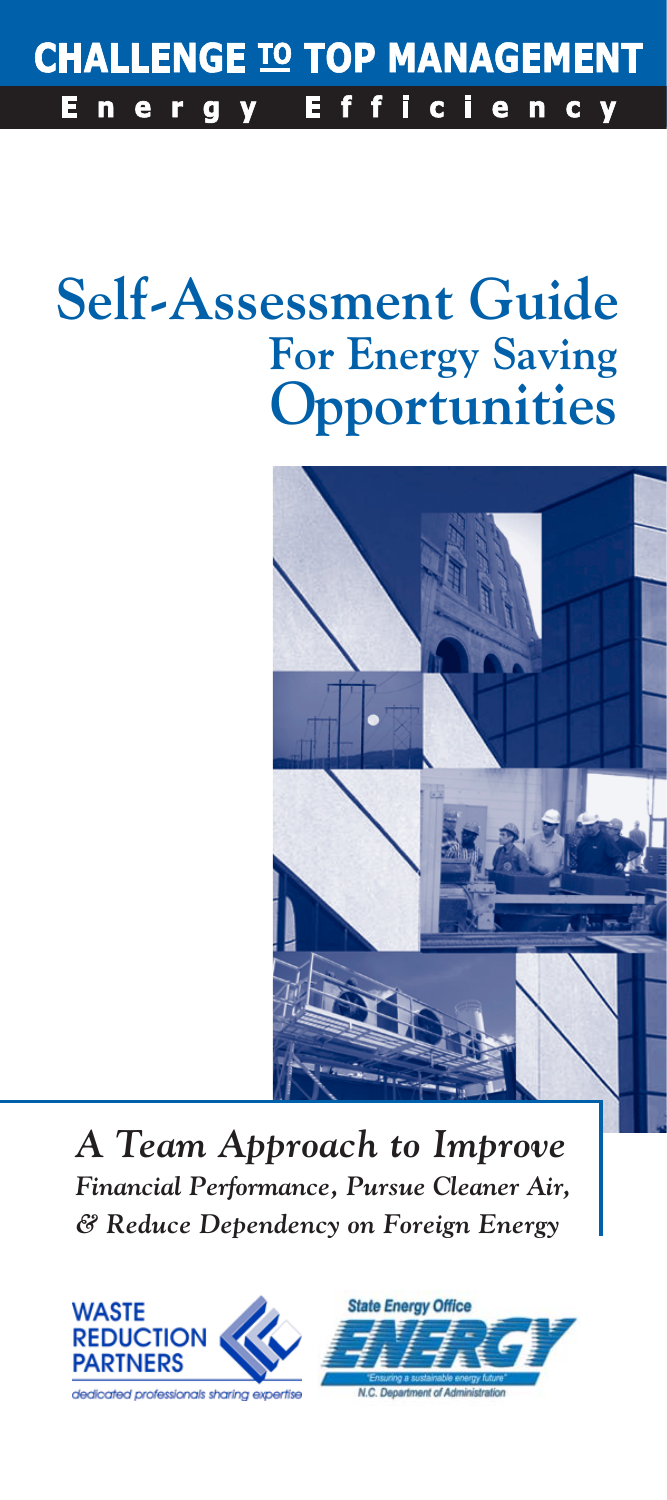# CHALLENGE TO TOP MANAGEMENT

**Energy Efficiency**

# Self-Assessment Guide
## For Energy Saving Opportunities

***A Team Approach to Improve***
***Financial Performance, Pursue Cleaner Air, & Reduce Dependency on Foreign Energy***

WASTE REDUCTION PARTNERS
*dedicated professionals sharing expertise*

State Energy Office
ENERGY
"Ensuring a sustainable energy future"
N.C. Department of Administration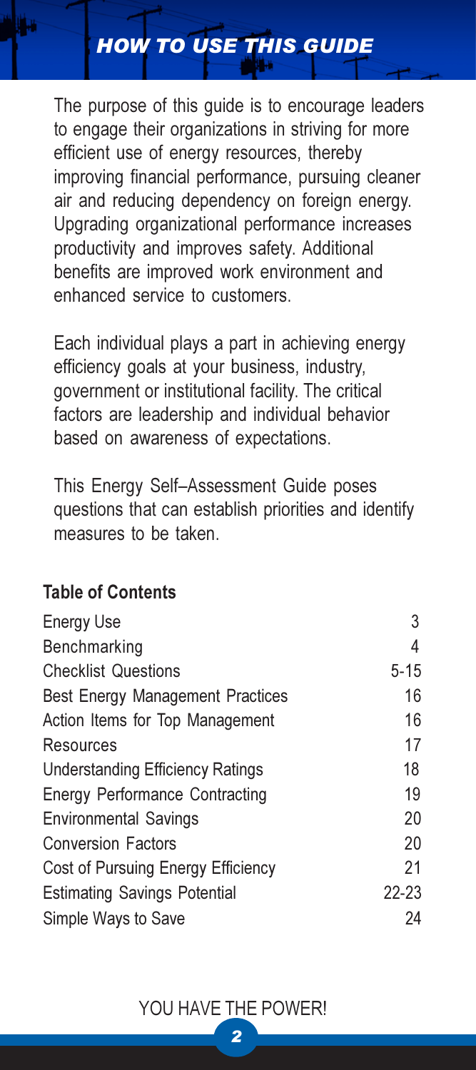# HOW TO USE THIS GUIDE

The purpose of this guide is to encourage leaders to engage their organizations in striving for more efficient use of energy resources, thereby improving financial performance, pursuing cleaner air and reducing dependency on foreign energy. Upgrading organizational performance increases productivity and improves safety. Additional benefits are improved work environment and enhanced service to customers.

Each individual plays a part in achieving energy efficiency goals at your business, industry, government or institutional facility. The critical factors are leadership and individual behavior based on awareness of expectations.

This Energy Self–Assessment Guide poses questions that can establish priorities and identify measures to be taken.

## Table of Contents

| | |
|---|---|
| Energy Use | 3 |
| Benchmarking | 4 |
| Checklist Questions | 5-15 |
| Best Energy Management Practices | 16 |
| Action Items for Top Management | 16 |
| Resources | 17 |
| Understanding Efficiency Ratings | 18 |
| Energy Performance Contracting | 19 |
| Environmental Savings | 20 |
| Conversion Factors | 20 |
| Cost of Pursuing Energy Efficiency | 21 |
| Estimating Savings Potential | 22-23 |
| Simple Ways to Save | 24 |

YOU HAVE THE POWER!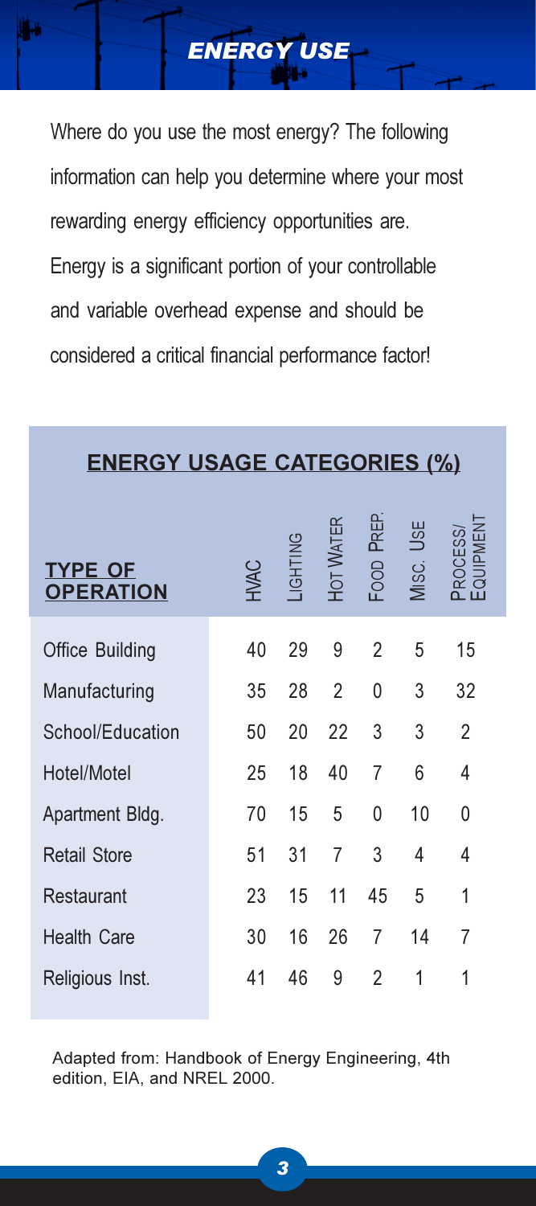# *ENERGY USE*

Where do you use the most energy? The following information can help you determine where your most rewarding energy efficiency opportunities are. Energy is a significant portion of your controllable and variable overhead expense and should be considered a critical financial performance factor!

## ENERGY USAGE CATEGORIES (%)

| TYPE OF OPERATION | HVAC | LIGHTING | HOT WATER | FOOD PREP. | MISC. USE | PROCESS/ EQUIPMENT |
|---|---|---|---|---|---|---|
| Office Building | 40 | 29 | 9 | 2 | 5 | 15 |
| Manufacturing | 35 | 28 | 2 | 0 | 3 | 32 |
| School/Education | 50 | 20 | 22 | 3 | 3 | 2 |
| Hotel/Motel | 25 | 18 | 40 | 7 | 6 | 4 |
| Apartment Bldg. | 70 | 15 | 5 | 0 | 10 | 0 |
| Retail Store | 51 | 31 | 7 | 3 | 4 | 4 |
| Restaurant | 23 | 15 | 11 | 45 | 5 | 1 |
| Health Care | 30 | 16 | 26 | 7 | 14 | 7 |
| Religious Inst. | 41 | 46 | 9 | 2 | 1 | 1 |

Adapted from: Handbook of Energy Engineering, 4th edition, EIA, and NREL 2000.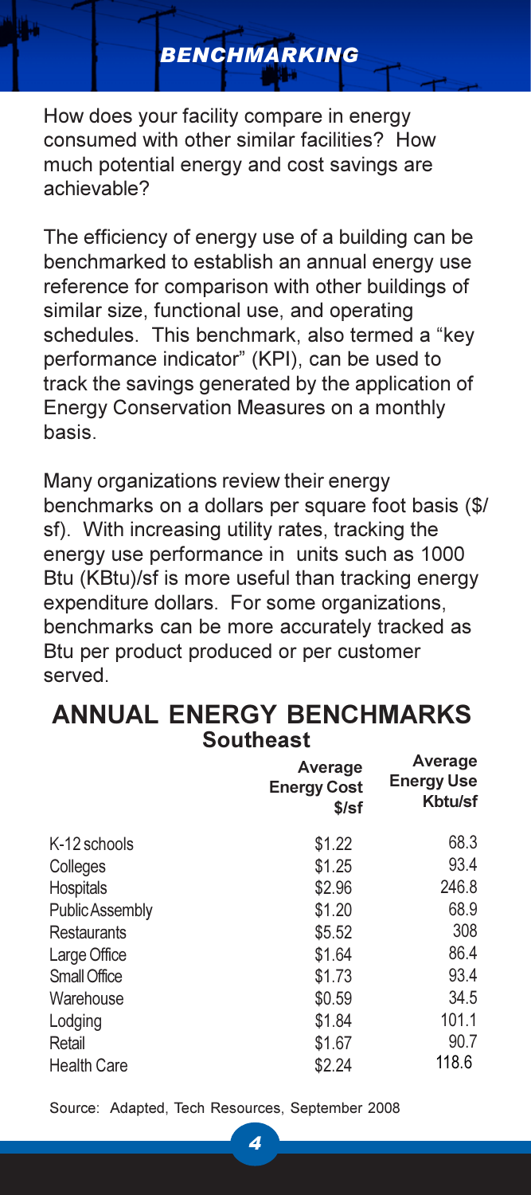# BENCHMARKING

How does your facility compare in energy consumed with other similar facilities? How much potential energy and cost savings are achievable?

The efficiency of energy use of a building can be benchmarked to establish an annual energy use reference for comparison with other buildings of similar size, functional use, and operating schedules. This benchmark, also termed a "key performance indicator" (KPI), can be used to track the savings generated by the application of Energy Conservation Measures on a monthly basis.

Many organizations review their energy benchmarks on a dollars per square foot basis ($/sf). With increasing utility rates, tracking the energy use performance in units such as 1000 Btu (KBtu)/sf is more useful than tracking energy expenditure dollars. For some organizations, benchmarks can be more accurately tracked as Btu per product produced or per customer served.

## ANNUAL ENERGY BENCHMARKS

### Southeast

| | Average Energy Cost $/sf | Average Energy Use Kbtu/sf |
|---|---|---|
| K-12 schools | $1.22 | 68.3 |
| Colleges | $1.25 | 93.4 |
| Hospitals | $2.96 | 246.8 |
| Public Assembly | $1.20 | 68.9 |
| Restaurants | $5.52 | 308 |
| Large Office | $1.64 | 86.4 |
| Small Office | $1.73 | 93.4 |
| Warehouse | $0.59 | 34.5 |
| Lodging | $1.84 | 101.1 |
| Retail | $1.67 | 90.7 |
| Health Care | $2.24 | 118.6 |

Source: Adapted, Tech Resources, September 2008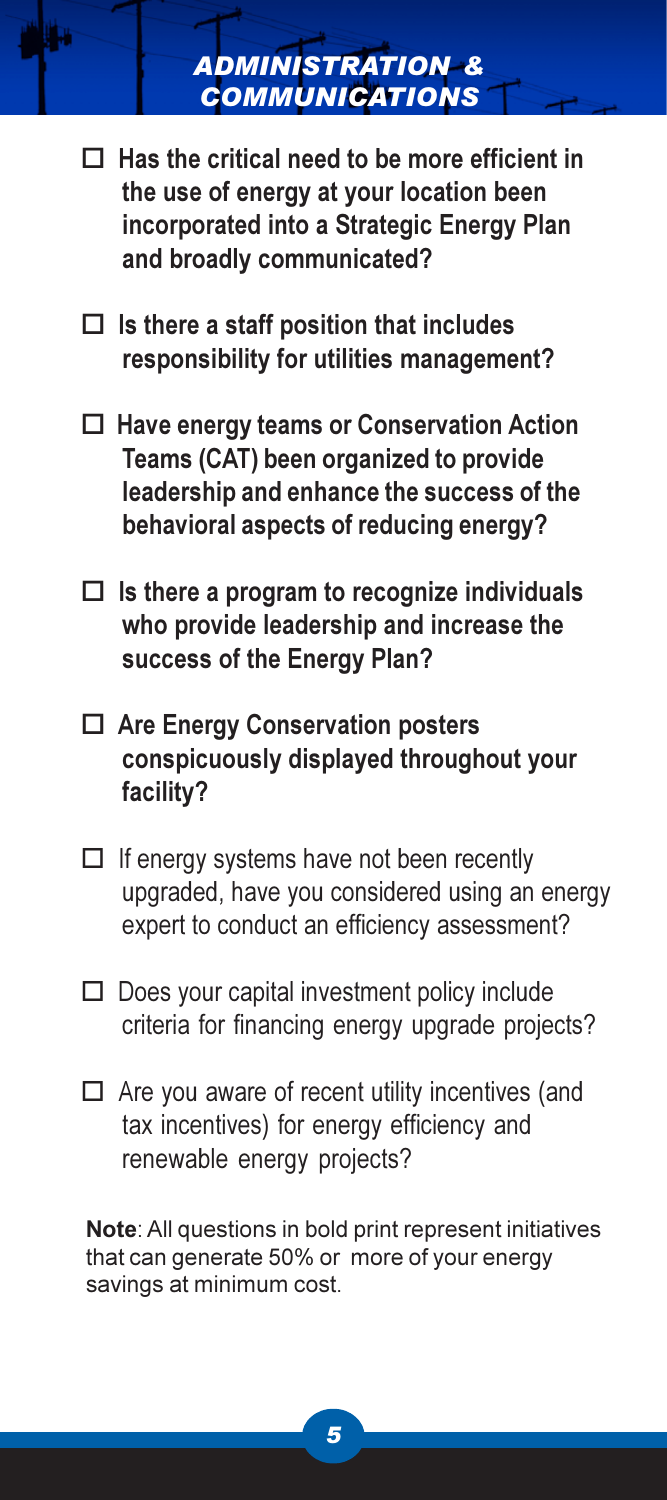## ADMINISTRATION & COMMUNICATIONS

- ☐ **Has the critical need to be more efficient in the use of energy at your location been incorporated into a Strategic Energy Plan and broadly communicated?**

- ☐ **Is there a staff position that includes responsibility for utilities management?**

- ☐ **Have energy teams or Conservation Action Teams (CAT) been organized to provide leadership and enhance the success of the behavioral aspects of reducing energy?**

- ☐ **Is there a program to recognize individuals who provide leadership and increase the success of the Energy Plan?**

- ☐ **Are Energy Conservation posters conspicuously displayed throughout your facility?**

- ☐ If energy systems have not been recently upgraded, have you considered using an energy expert to conduct an efficiency assessment?

- ☐ Does your capital investment policy include criteria for financing energy upgrade projects?

- ☐ Are you aware of recent utility incentives (and tax incentives) for energy efficiency and renewable energy projects?

**Note**: All questions in bold print represent initiatives that can generate 50% or more of your energy savings at minimum cost.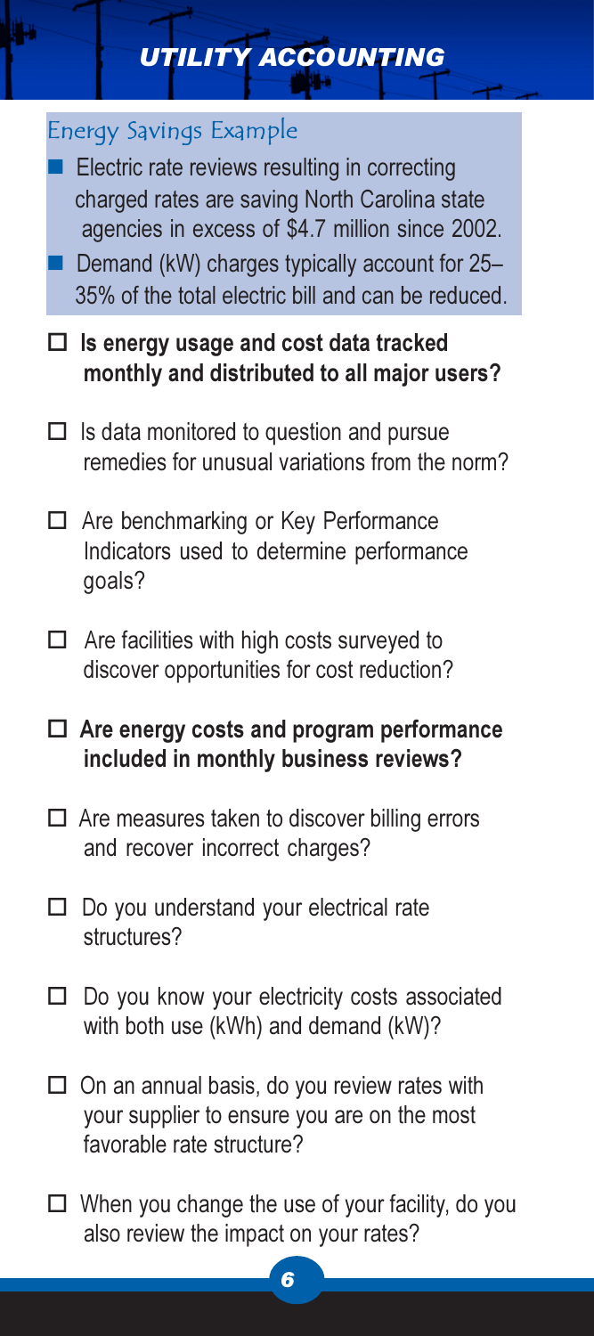# UTILITY ACCOUNTING

## Energy Savings Example

- Electric rate reviews resulting in correcting charged rates are saving North Carolina state agencies in excess of \$4.7 million since 2002.
- Demand (kW) charges typically account for 25–35% of the total electric bill and can be reduced.

- ☐ **Is energy usage and cost data tracked monthly and distributed to all major users?**
- ☐ Is data monitored to question and pursue remedies for unusual variations from the norm?
- ☐ Are benchmarking or Key Performance Indicators used to determine performance goals?
- ☐ Are facilities with high costs surveyed to discover opportunities for cost reduction?
- ☐ **Are energy costs and program performance included in monthly business reviews?**
- ☐ Are measures taken to discover billing errors and recover incorrect charges?
- ☐ Do you understand your electrical rate structures?
- ☐ Do you know your electricity costs associated with both use (kWh) and demand (kW)?
- ☐ On an annual basis, do you review rates with your supplier to ensure you are on the most favorable rate structure?
- ☐ When you change the use of your facility, do you also review the impact on your rates?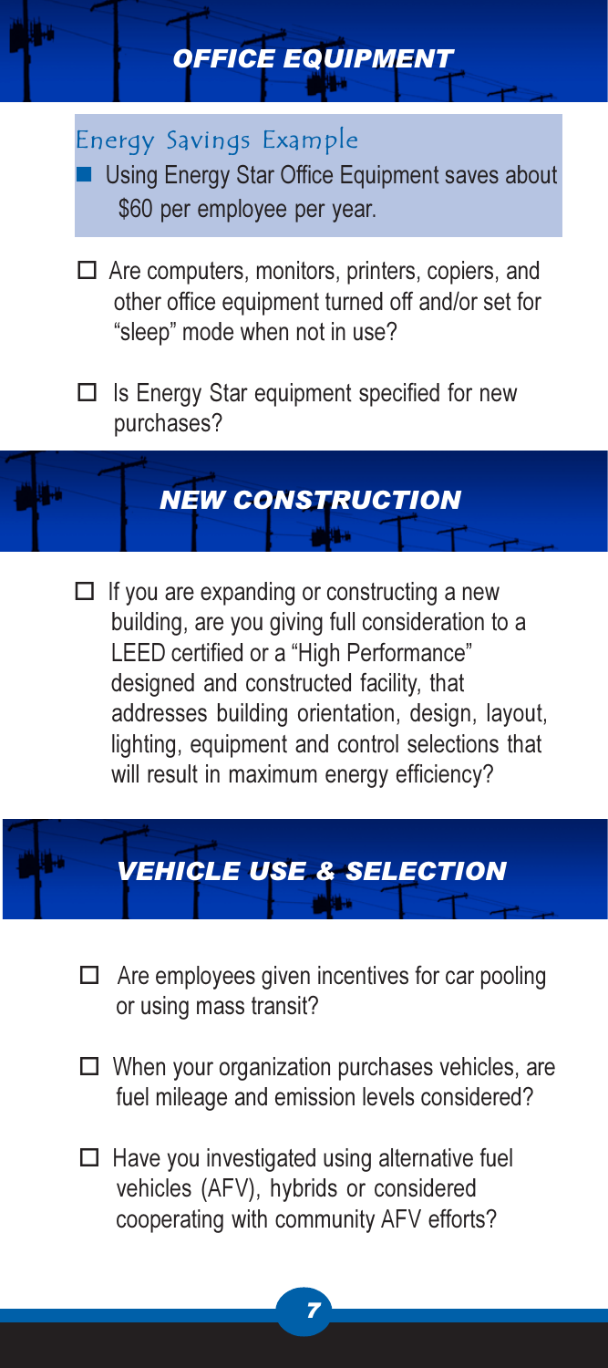## *OFFICE EQUIPMENT*

### Energy Savings Example

- Using Energy Star Office Equipment saves about $60 per employee per year.

- ☐ Are computers, monitors, printers, copiers, and other office equipment turned off and/or set for "sleep" mode when not in use?

- ☐ Is Energy Star equipment specified for new purchases?

## *NEW CONSTRUCTION*

- ☐ If you are expanding or constructing a new building, are you giving full consideration to a LEED certified or a "High Performance" designed and constructed facility, that addresses building orientation, design, layout, lighting, equipment and control selections that will result in maximum energy efficiency?

## *VEHICLE USE & SELECTION*

- ☐ Are employees given incentives for car pooling or using mass transit?

- ☐ When your organization purchases vehicles, are fuel mileage and emission levels considered?

- ☐ Have you investigated using alternative fuel vehicles (AFV), hybrids or considered cooperating with community AFV efforts?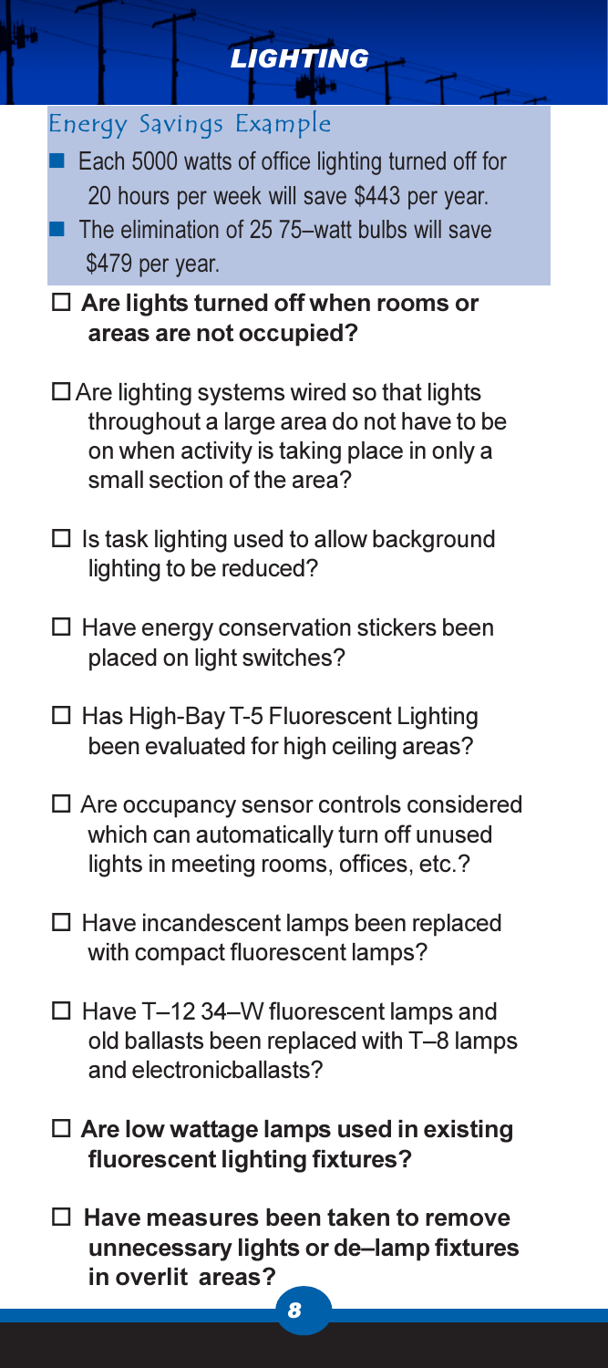# LIGHTING

## Energy Savings Example

- Each 5000 watts of office lighting turned off for 20 hours per week will save $443 per year.
- The elimination of 25 75–watt bulbs will save $479 per year.

- ☐ **Are lights turned off when rooms or areas are not occupied?**

- ☐ Are lighting systems wired so that lights throughout a large area do not have to be on when activity is taking place in only a small section of the area?

- ☐ Is task lighting used to allow background lighting to be reduced?

- ☐ Have energy conservation stickers been placed on light switches?

- ☐ Has High-Bay T-5 Fluorescent Lighting been evaluated for high ceiling areas?

- ☐ Are occupancy sensor controls considered which can automatically turn off unused lights in meeting rooms, offices, etc.?

- ☐ Have incandescent lamps been replaced with compact fluorescent lamps?

- ☐ Have T–12 34–W fluorescent lamps and old ballasts been replaced with T–8 lamps and electronicballasts?

- ☐ **Are low wattage lamps used in existing fluorescent lighting fixtures?**

- ☐ **Have measures been taken to remove unnecessary lights or de–lamp fixtures in overlit areas?**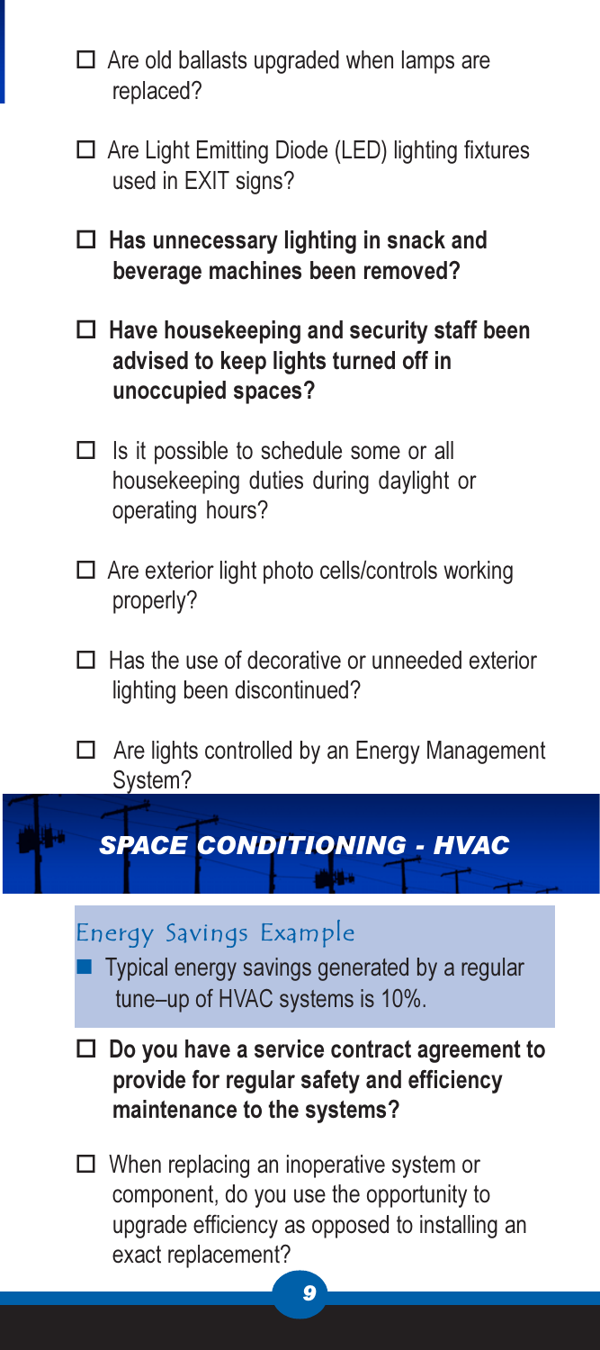- ☐ Are old ballasts upgraded when lamps are replaced?
- ☐ Are Light Emitting Diode (LED) lighting fixtures used in EXIT signs?
- ☐ **Has unnecessary lighting in snack and beverage machines been removed?**
- ☐ **Have housekeeping and security staff been advised to keep lights turned off in unoccupied spaces?**
- ☐ Is it possible to schedule some or all housekeeping duties during daylight or operating hours?
- ☐ Are exterior light photo cells/controls working properly?
- ☐ Has the use of decorative or unneeded exterior lighting been discontinued?
- ☐ Are lights controlled by an Energy Management System?

## *SPACE CONDITIONING - HVAC*

### Energy Savings Example

- Typical energy savings generated by a regular tune–up of HVAC systems is 10%.

- ☐ **Do you have a service contract agreement to provide for regular safety and efficiency maintenance to the systems?**
- ☐ When replacing an inoperative system or component, do you use the opportunity to upgrade efficiency as opposed to installing an exact replacement?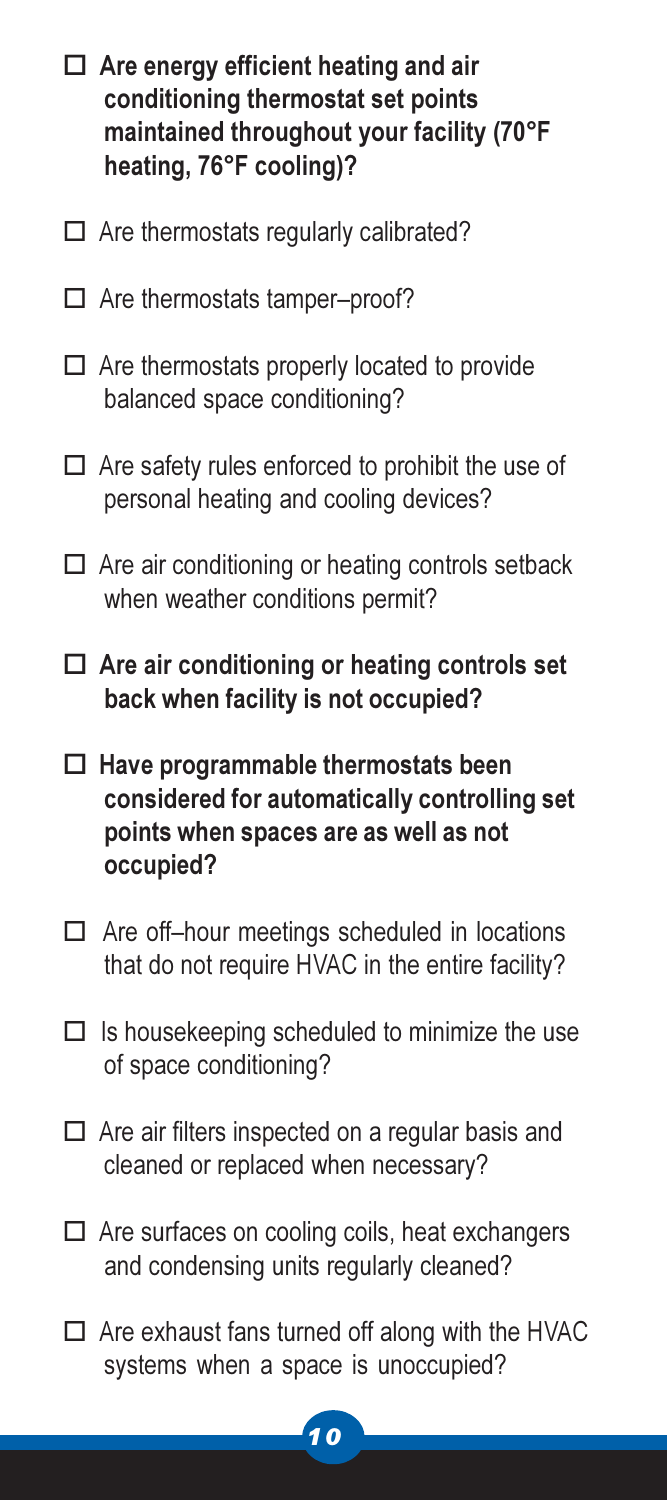- ☐ **Are energy efficient heating and air conditioning thermostat set points maintained throughout your facility (70°F heating, 76°F cooling)?**
- ☐ Are thermostats regularly calibrated?
- ☐ Are thermostats tamper–proof?
- ☐ Are thermostats properly located to provide balanced space conditioning?
- ☐ Are safety rules enforced to prohibit the use of personal heating and cooling devices?
- ☐ Are air conditioning or heating controls setback when weather conditions permit?
- ☐ **Are air conditioning or heating controls set back when facility is not occupied?**
- ☐ **Have programmable thermostats been considered for automatically controlling set points when spaces are as well as not occupied?**
- ☐ Are off–hour meetings scheduled in locations that do not require HVAC in the entire facility?
- ☐ Is housekeeping scheduled to minimize the use of space conditioning?
- ☐ Are air filters inspected on a regular basis and cleaned or replaced when necessary?
- ☐ Are surfaces on cooling coils, heat exchangers and condensing units regularly cleaned?
- ☐ Are exhaust fans turned off along with the HVAC systems when a space is unoccupied?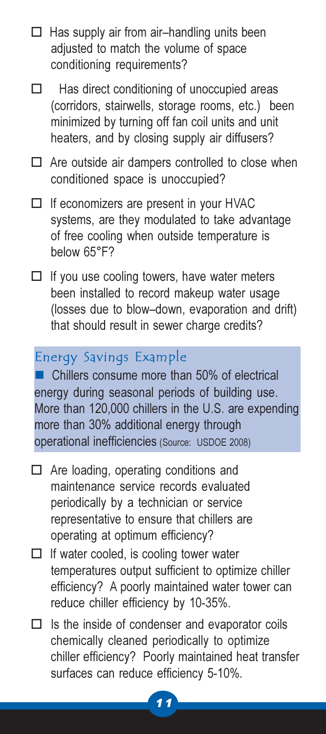- ☐ Has supply air from air–handling units been adjusted to match the volume of space conditioning requirements?
- ☐ Has direct conditioning of unoccupied areas (corridors, stairwells, storage rooms, etc.) been minimized by turning off fan coil units and unit heaters, and by closing supply air diffusers?
- ☐ Are outside air dampers controlled to close when conditioned space is unoccupied?
- ☐ If economizers are present in your HVAC systems, are they modulated to take advantage of free cooling when outside temperature is below 65°F?
- ☐ If you use cooling towers, have water meters been installed to record makeup water usage (losses due to blow–down, evaporation and drift) that should result in sewer charge credits?

### Energy Savings Example

■ Chillers consume more than 50% of electrical energy during seasonal periods of building use. More than 120,000 chillers in the U.S. are expending more than 30% additional energy through operational inefficiencies (Source: USDOE 2008)

- ☐ Are loading, operating conditions and maintenance service records evaluated periodically by a technician or service representative to ensure that chillers are operating at optimum efficiency?
- ☐ If water cooled, is cooling tower water temperatures output sufficient to optimize chiller efficiency? A poorly maintained water tower can reduce chiller efficiency by 10-35%.
- ☐ Is the inside of condenser and evaporator coils chemically cleaned periodically to optimize chiller efficiency? Poorly maintained heat transfer surfaces can reduce efficiency 5-10%.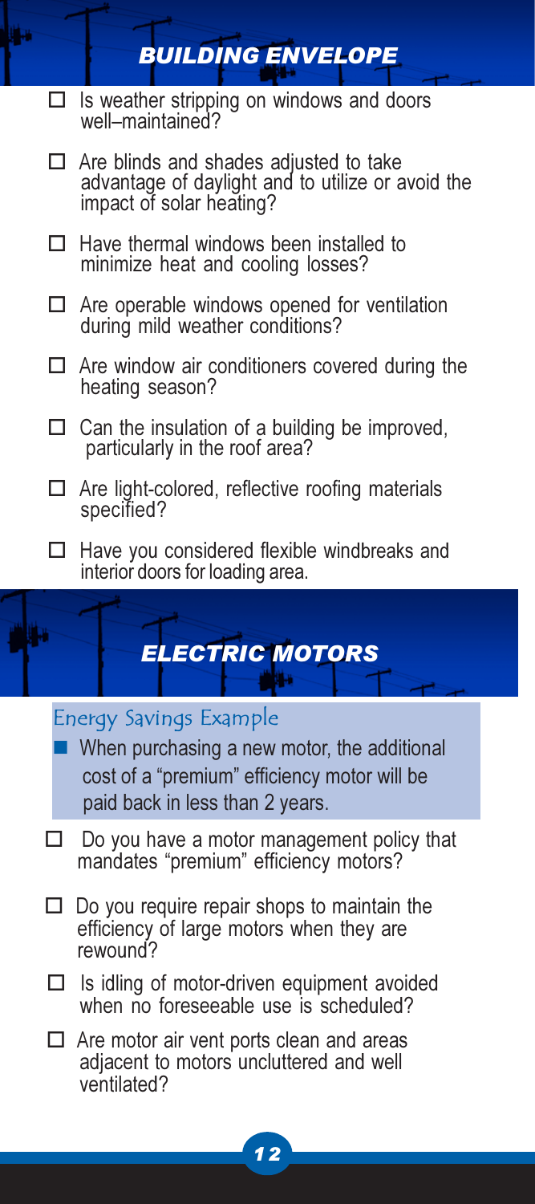## *BUILDING ENVELOPE*

- ☐ Is weather stripping on windows and doors well–maintained?
- ☐ Are blinds and shades adjusted to take advantage of daylight and to utilize or avoid the impact of solar heating?
- ☐ Have thermal windows been installed to minimize heat and cooling losses?
- ☐ Are operable windows opened for ventilation during mild weather conditions?
- ☐ Are window air conditioners covered during the heating season?
- ☐ Can the insulation of a building be improved, particularly in the roof area?
- ☐ Are light-colored, reflective roofing materials specified?
- ☐ Have you considered flexible windbreaks and interior doors for loading area.

## *ELECTRIC MOTORS*

### Energy Savings Example

- When purchasing a new motor, the additional cost of a "premium" efficiency motor will be paid back in less than 2 years.

- ☐ Do you have a motor management policy that mandates "premium" efficiency motors?
- ☐ Do you require repair shops to maintain the efficiency of large motors when they are rewound?
- ☐ Is idling of motor-driven equipment avoided when no foreseeable use is scheduled?
- ☐ Are motor air vent ports clean and areas adjacent to motors uncluttered and well ventilated?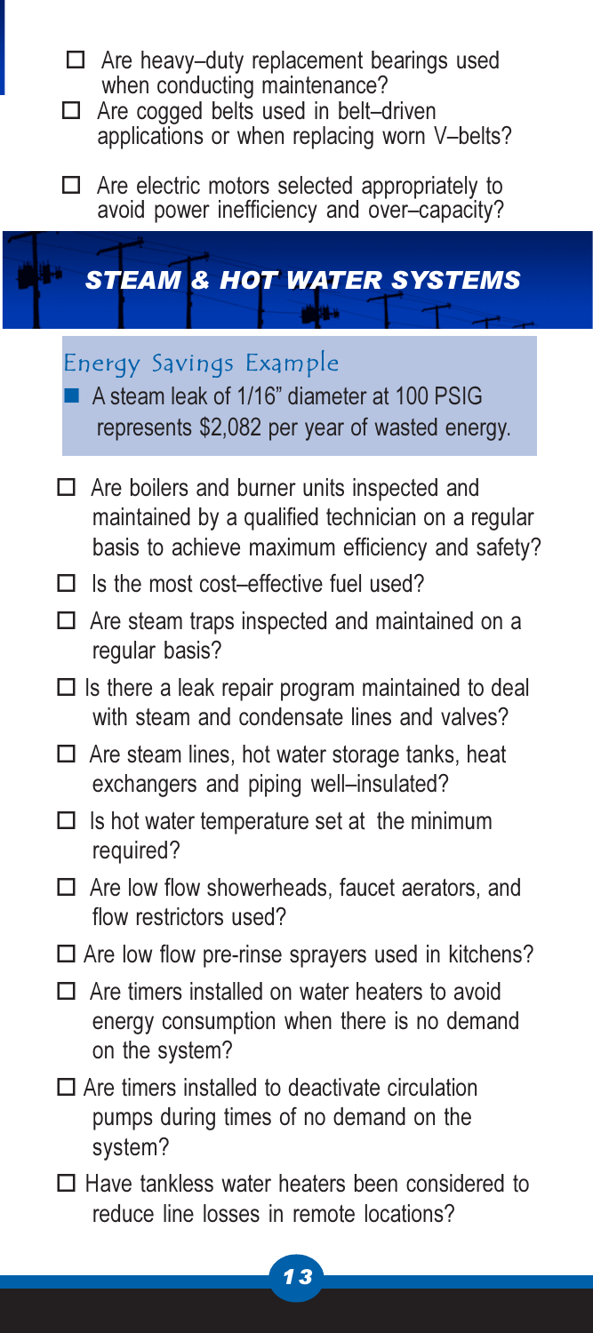- ☐ Are heavy–duty replacement bearings used when conducting maintenance?
- ☐ Are cogged belts used in belt–driven applications or when replacing worn V–belts?
- ☐ Are electric motors selected appropriately to avoid power inefficiency and over–capacity?

## *STEAM & HOT WATER SYSTEMS*

### Energy Savings Example

- A steam leak of 1/16" diameter at 100 PSIG represents $2,082 per year of wasted energy.

- ☐ Are boilers and burner units inspected and maintained by a qualified technician on a regular basis to achieve maximum efficiency and safety?
- ☐ Is the most cost–effective fuel used?
- ☐ Are steam traps inspected and maintained on a regular basis?
- ☐ Is there a leak repair program maintained to deal with steam and condensate lines and valves?
- ☐ Are steam lines, hot water storage tanks, heat exchangers and piping well–insulated?
- ☐ Is hot water temperature set at the minimum required?
- ☐ Are low flow showerheads, faucet aerators, and flow restrictors used?
- ☐ Are low flow pre-rinse sprayers used in kitchens?
- ☐ Are timers installed on water heaters to avoid energy consumption when there is no demand on the system?
- ☐ Are timers installed to deactivate circulation pumps during times of no demand on the system?
- ☐ Have tankless water heaters been considered to reduce line losses in remote locations?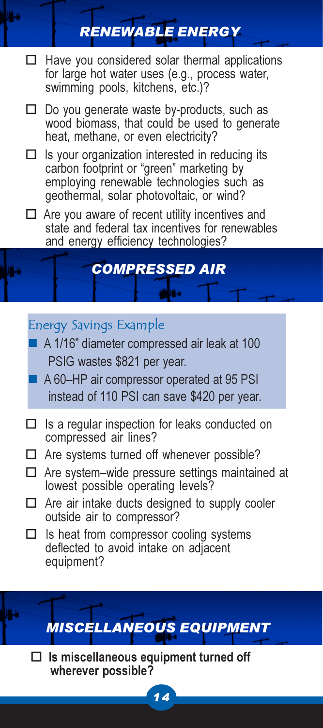## *RENEWABLE ENERGY*

- ☐ Have you considered solar thermal applications for large hot water uses (e.g., process water, swimming pools, kitchens, etc.)?
- ☐ Do you generate waste by-products, such as wood biomass, that could be used to generate heat, methane, or even electricity?
- ☐ Is your organization interested in reducing its carbon footprint or "green" marketing by employing renewable technologies such as geothermal, solar photovoltaic, or wind?
- ☐ Are you aware of recent utility incentives and state and federal tax incentives for renewables and energy efficiency technologies?

## *COMPRESSED AIR*

### Energy Savings Example

- A 1/16" diameter compressed air leak at 100 PSIG wastes $821 per year.
- A 60–HP air compressor operated at 95 PSI instead of 110 PSI can save $420 per year.

- ☐ Is a regular inspection for leaks conducted on compressed air lines?
- ☐ Are systems turned off whenever possible?
- ☐ Are system–wide pressure settings maintained at lowest possible operating levels?
- ☐ Are air intake ducts designed to supply cooler outside air to compressor?
- ☐ Is heat from compressor cooling systems deflected to avoid intake on adjacent equipment?

## *MISCELLANEOUS EQUIPMENT*

- ☐ **Is miscellaneous equipment turned off wherever possible?**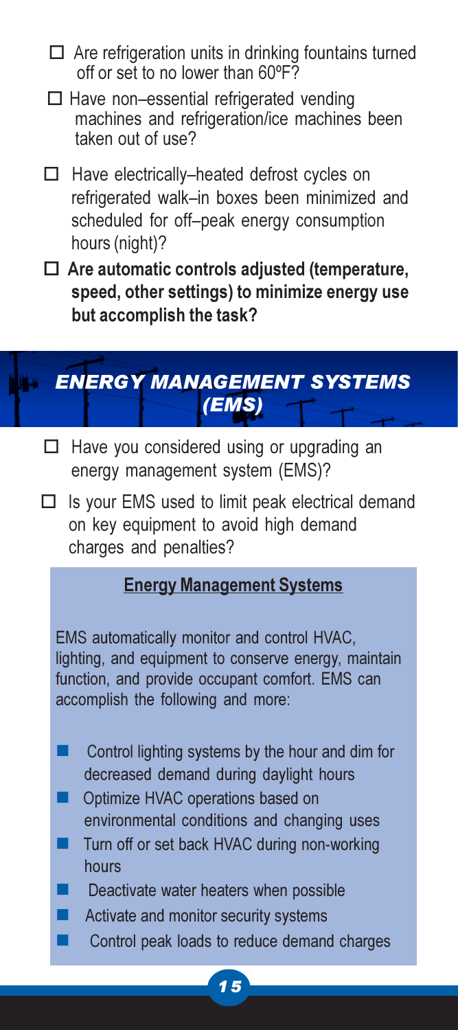- ☐ Are refrigeration units in drinking fountains turned off or set to no lower than 60ºF?
- ☐ Have non–essential refrigerated vending machines and refrigeration/ice machines been taken out of use?
- ☐ Have electrically–heated defrost cycles on refrigerated walk–in boxes been minimized and scheduled for off–peak energy consumption hours (night)?
- ☐ **Are automatic controls adjusted (temperature, speed, other settings) to minimize energy use but accomplish the task?**

## *ENERGY MANAGEMENT SYSTEMS (EMS)*

- ☐ Have you considered using or upgrading an energy management system (EMS)?
- ☐ Is your EMS used to limit peak electrical demand on key equipment to avoid high demand charges and penalties?

### Energy Management Systems

EMS automatically monitor and control HVAC, lighting, and equipment to conserve energy, maintain function, and provide occupant comfort. EMS can accomplish the following and more:

- Control lighting systems by the hour and dim for decreased demand during daylight hours
- Optimize HVAC operations based on environmental conditions and changing uses
- Turn off or set back HVAC during non-working hours
- Deactivate water heaters when possible
- Activate and monitor security systems
- Control peak loads to reduce demand charges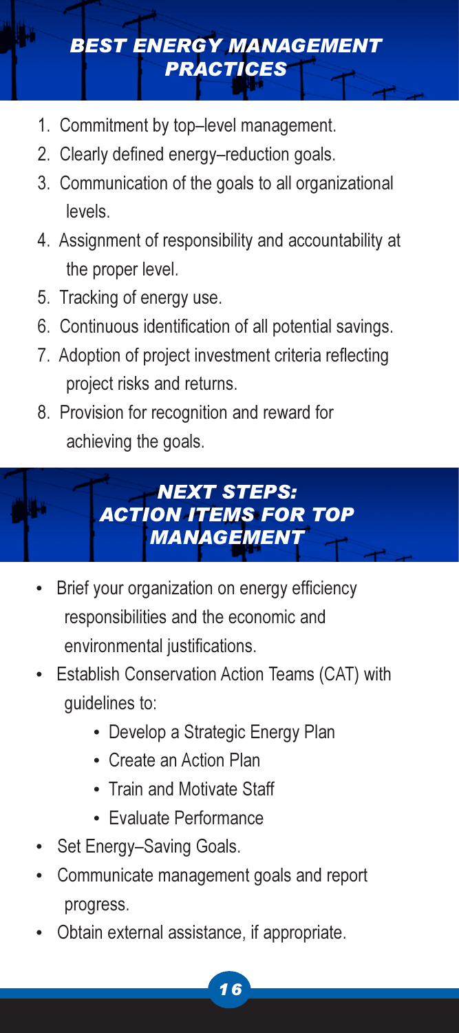## *BEST ENERGY MANAGEMENT PRACTICES*

1. Commitment by top–level management.
2. Clearly defined energy–reduction goals.
3. Communication of the goals to all organizational levels.
4. Assignment of responsibility and accountability at the proper level.
5. Tracking of energy use.
6. Continuous identification of all potential savings.
7. Adoption of project investment criteria reflecting project risks and returns.
8. Provision for recognition and reward for achieving the goals.

## *NEXT STEPS: ACTION ITEMS FOR TOP MANAGEMENT*

- Brief your organization on energy efficiency responsibilities and the economic and environmental justifications.
- Establish Conservation Action Teams (CAT) with guidelines to:
    - Develop a Strategic Energy Plan
    - Create an Action Plan
    - Train and Motivate Staff
    - Evaluate Performance
- Set Energy–Saving Goals.
- Communicate management goals and report progress.
- Obtain external assistance, if appropriate.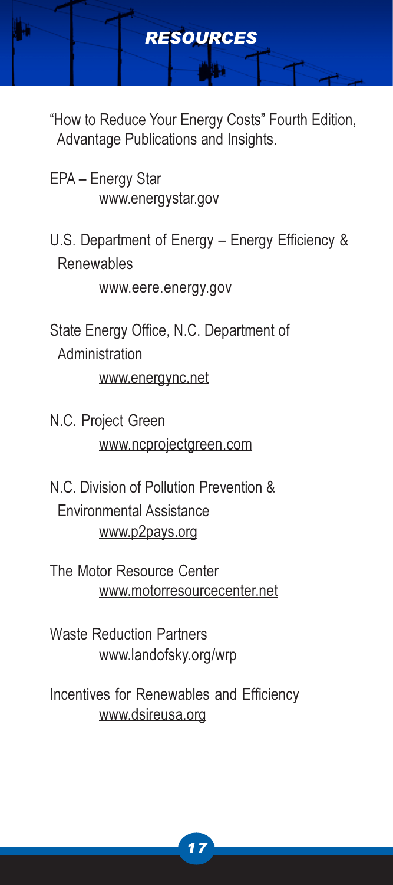# RESOURCES

"How to Reduce Your Energy Costs" Fourth Edition, Advantage Publications and Insights.

EPA – Energy Star
www.energystar.gov

U.S. Department of Energy – Energy Efficiency & Renewables
www.eere.energy.gov

State Energy Office, N.C. Department of Administration
www.energync.net

N.C. Project Green
www.ncprojectgreen.com

N.C. Division of Pollution Prevention & Environmental Assistance
www.p2pays.org

The Motor Resource Center
www.motorresourcecenter.net

Waste Reduction Partners
www.landofsky.org/wrp

Incentives for Renewables and Efficiency
www.dsireusa.org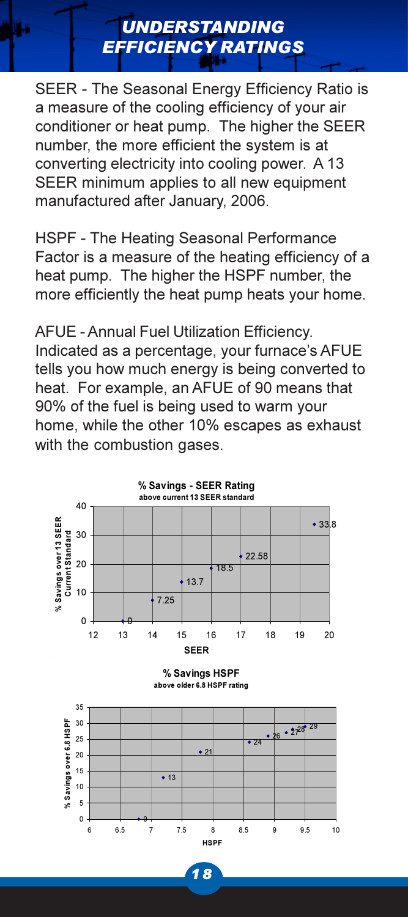# UNDERSTANDING EFFICIENCY RATINGS

SEER - The Seasonal Energy Efficiency Ratio is a measure of the cooling efficiency of your air conditioner or heat pump. The higher the SEER number, the more efficient the system is at converting electricity into cooling power. A 13 SEER minimum applies to all new equipment manufactured after January, 2006.

HSPF - The Heating Seasonal Performance Factor is a measure of the heating efficiency of a heat pump. The higher the HSPF number, the more efficiently the heat pump heats your home.

AFUE - Annual Fuel Utilization Efficiency. Indicated as a percentage, your furnace's AFUE tells you how much energy is being converted to heat. For example, an AFUE of 90 means that 90% of the fuel is being used to warm your home, while the other 10% escapes as exhaust with the combustion gases.

**% Savings - SEER Rating**
**above current 13 SEER standard**

Y-axis: % Savings over 13 SEER Current Standard; X-axis: SEER

Data labels: 0, 7.25, 13.7, 18.5, 22.58, 33.8

**% Savings HSPF**
**above older 6.8 HSPF rating**

Y-axis: % Savings over 6.8 HSPF; X-axis: HSPF

Data labels: 0, 13, 21, 24, 26, 27, 28, 29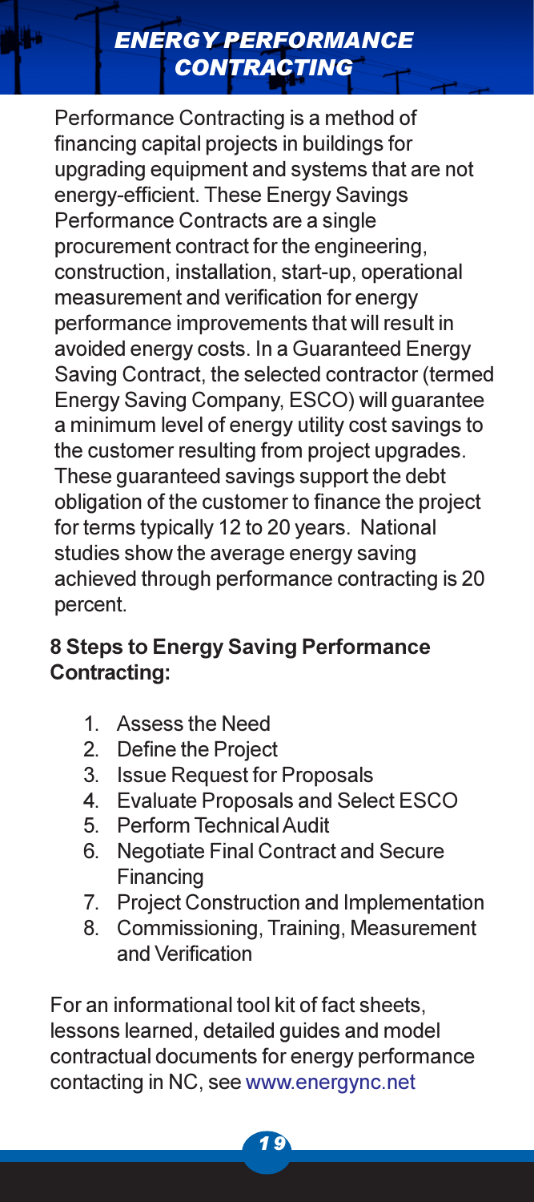## ENERGY PERFORMANCE CONTRACTING

Performance Contracting is a method of financing capital projects in buildings for upgrading equipment and systems that are not energy-efficient. These Energy Savings Performance Contracts are a single procurement contract for the engineering, construction, installation, start-up, operational measurement and verification for energy performance improvements that will result in avoided energy costs. In a Guaranteed Energy Saving Contract, the selected contractor (termed Energy Saving Company, ESCO) will guarantee a minimum level of energy utility cost savings to the customer resulting from project upgrades. These guaranteed savings support the debt obligation of the customer to finance the project for terms typically 12 to 20 years. National studies show the average energy saving achieved through performance contracting is 20 percent.

**8 Steps to Energy Saving Performance Contracting:**

1. Assess the Need
2. Define the Project
3. Issue Request for Proposals
4. Evaluate Proposals and Select ESCO
5. Perform Technical Audit
6. Negotiate Final Contract and Secure Financing
7. Project Construction and Implementation
8. Commissioning, Training, Measurement and Verification

For an informational tool kit of fact sheets, lessons learned, detailed guides and model contractual documents for energy performance contacting in NC, see www.energync.net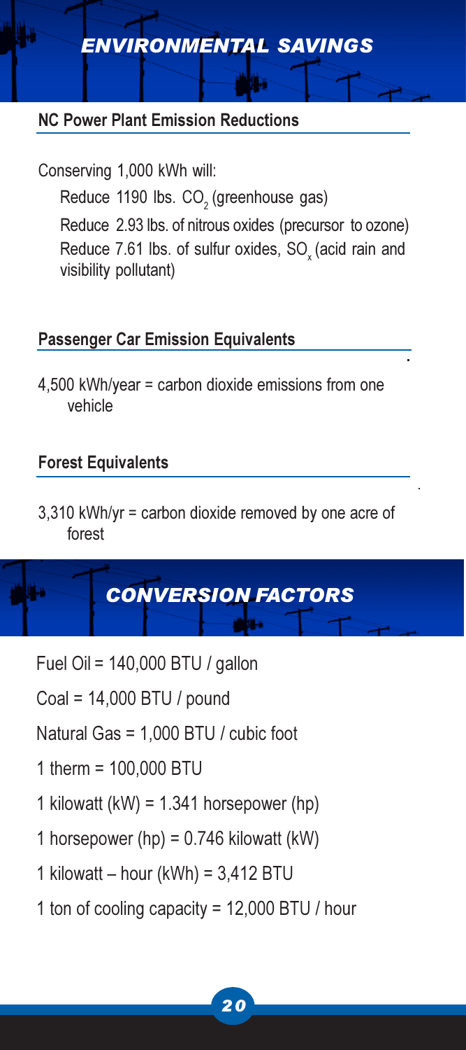# ENVIRONMENTAL SAVINGS

## NC Power Plant Emission Reductions

Conserving 1,000 kWh will:

- Reduce 1190 lbs. $CO_2$ (greenhouse gas)
- Reduce 2.93 lbs. of nitrous oxides (precursor to ozone)
- Reduce 7.61 lbs. of sulfur oxides, $SO_x$ (acid rain and visibility pollutant)

## Passenger Car Emission Equivalents

4,500 kWh/year = carbon dioxide emissions from one vehicle

## Forest Equivalents

3,310 kWh/yr = carbon dioxide removed by one acre of forest

# CONVERSION FACTORS

Fuel Oil = 140,000 BTU / gallon

Coal = 14,000 BTU / pound

Natural Gas = 1,000 BTU / cubic foot

1 therm = 100,000 BTU

1 kilowatt (kW) = 1.341 horsepower (hp)

1 horsepower (hp) = 0.746 kilowatt (kW)

1 kilowatt – hour (kWh) = 3,412 BTU

1 ton of cooling capacity = 12,000 BTU / hour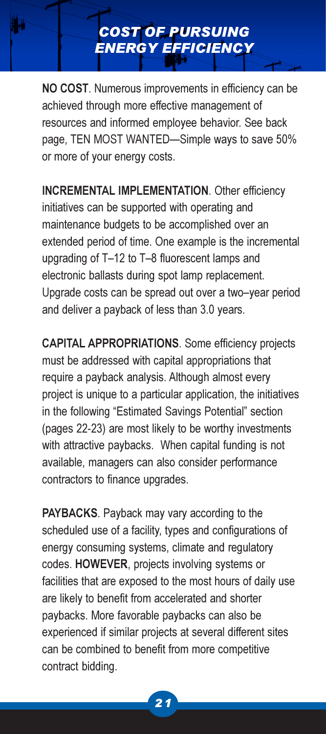# COST OF PURSUING ENERGY EFFICIENCY

**NO COST**. Numerous improvements in efficiency can be achieved through more effective management of resources and informed employee behavior. See back page, TEN MOST WANTED—Simple ways to save 50% or more of your energy costs.

**INCREMENTAL IMPLEMENTATION**. Other efficiency initiatives can be supported with operating and maintenance budgets to be accomplished over an extended period of time. One example is the incremental upgrading of T–12 to T–8 fluorescent lamps and electronic ballasts during spot lamp replacement. Upgrade costs can be spread out over a two–year period and deliver a payback of less than 3.0 years.

**CAPITAL APPROPRIATIONS**. Some efficiency projects must be addressed with capital appropriations that require a payback analysis. Although almost every project is unique to a particular application, the initiatives in the following "Estimated Savings Potential" section (pages 22-23) are most likely to be worthy investments with attractive paybacks. When capital funding is not available, managers can also consider performance contractors to finance upgrades.

**PAYBACKS**. Payback may vary according to the scheduled use of a facility, types and configurations of energy consuming systems, climate and regulatory codes. **HOWEVER**, projects involving systems or facilities that are exposed to the most hours of daily use are likely to benefit from accelerated and shorter paybacks. More favorable paybacks can also be experienced if similar projects at several different sites can be combined to benefit from more competitive contract bidding.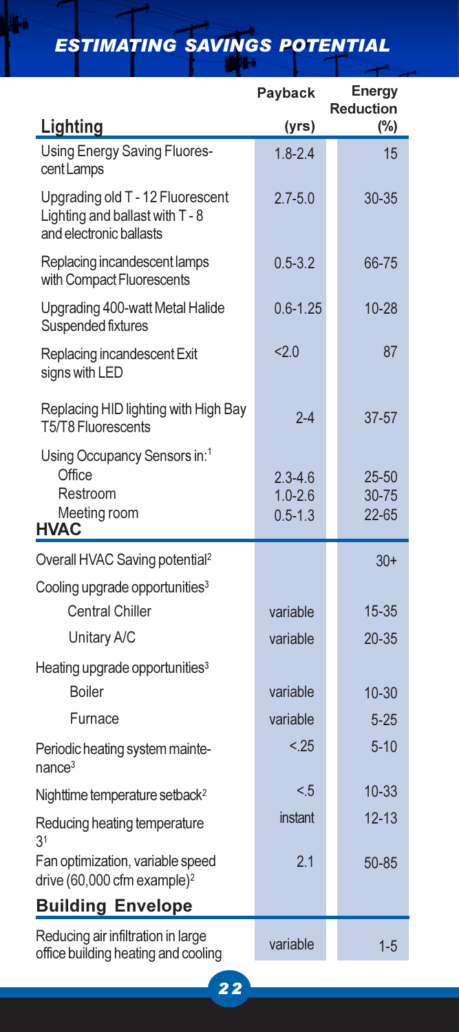# ESTIMATING SAVINGS POTENTIAL

| Lighting | Payback (yrs) | Energy Reduction (%) |
|---|---|---|
| Using Energy Saving Fluorescent Lamps | 1.8-2.4 | 15 |
| Upgrading old T - 12 Fluorescent Lighting and ballast with T - 8 and electronic ballasts | 2.7-5.0 | 30-35 |
| Replacing incandescent lamps with Compact Fluorescents | 0.5-3.2 | 66-75 |
| Upgrading 400-watt Metal Halide Suspended fixtures | 0.6-1.25 | 10-28 |
| Replacing incandescent Exit signs with LED | <2.0 | 87 |
| Replacing HID lighting with High Bay T5/T8 Fluorescents | 2-4 | 37-57 |
| Using Occupancy Sensors in:[1] | | |
| Office | 2.3-4.6 | 25-50 |
| Restroom | 1.0-2.6 | 30-75 |
| Meeting room | 0.5-1.3 | 22-65 |
| **HVAC** | | |
| Overall HVAC Saving potential[2] | | 30+ |
| Cooling upgrade opportunities[3] | | |
| Central Chiller | variable | 15-35 |
| Unitary A/C | variable | 20-35 |
| Heating upgrade opportunities[3] | | |
| Boiler | variable | 10-30 |
| Furnace | variable | 5-25 |
| Periodic heating system maintenance[3] | <.25 | 5-10 |
| Nighttime temperature setback[2] | <.5 | 10-33 |
| Reducing heating temperature 3[1] | instant | 12-13 |
| Fan optimization, variable speed drive (60,000 cfm example)[2] | 2.1 | 50-85 |
| **Building Envelope** | | |
| Reducing air infiltration in large office building heating and cooling | variable | 1-5 |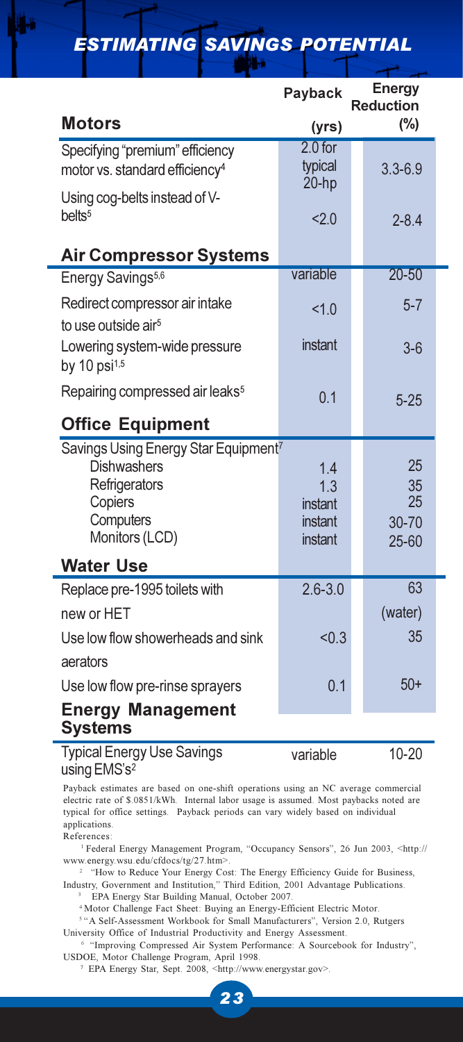# ESTIMATING SAVINGS POTENTIAL

| Motors | Payback (yrs) | Energy Reduction (%) |
|---|---|---|
| Specifying "premium" efficiency motor vs. standard efficiency[4] | 2.0 for typical 20-hp | 3.3-6.9 |
| Using cog-belts instead of V-belts[5] | <2.0 | 2-8.4 |
| **Air Compressor Systems** | | |
| Energy Savings[5,6] | variable | 20-50 |
| Redirect compressor air intake to use outside air[5] | <1.0 | 5-7 |
| Lowering system-wide pressure by 10 psi[1,5] | instant | 3-6 |
| Repairing compressed air leaks[5] | 0.1 | 5-25 |
| **Office Equipment** | | |
| Savings Using Energy Star Equipment[7] | | |
| Dishwashers | 1.4 | 25 |
| Refrigerators | 1.3 | 35 |
| Copiers | instant | 25 |
| Computers | instant | 30-70 |
| Monitors (LCD) | instant | 25-60 |
| **Water Use** | | |
| Replace pre-1995 toilets with new or HET | 2.6-3.0 | 63 (water) |
| Use low flow showerheads and sink aerators | <0.3 | 35 |
| Use low flow pre-rinse sprayers | 0.1 | 50+ |
| **Energy Management Systems** | | |
| Typical Energy Use Savings using EMS's[2] | variable | 10-20 |

Payback estimates are based on one-shift operations using an NC average commercial electric rate of $.0851/kWh. Internal labor usage is assumed. Most paybacks noted are typical for office settings. Payback periods can vary widely based on individual applications.

References:

1. Federal Energy Management Program, "Occupancy Sensors", 26 Jun 2003, <http://www.energy.wsu.edu/cfdocs/tg/27.htm>.
2. "How to Reduce Your Energy Cost: The Energy Efficiency Guide for Business, Industry, Government and Institution," Third Edition, 2001 Advantage Publications.
3. EPA Energy Star Building Manual, October 2007.
4. Motor Challenge Fact Sheet: Buying an Energy-Efficient Electric Motor.
5. "A Self-Assessment Workbook for Small Manufacturers", Version 2.0, Rutgers University Office of Industrial Productivity and Energy Assessment.
6. "Improving Compressed Air System Performance: A Sourcebook for Industry", USDOE, Motor Challenge Program, April 1998.
7. EPA Energy Star, Sept. 2008, <http://www.energystar.gov>.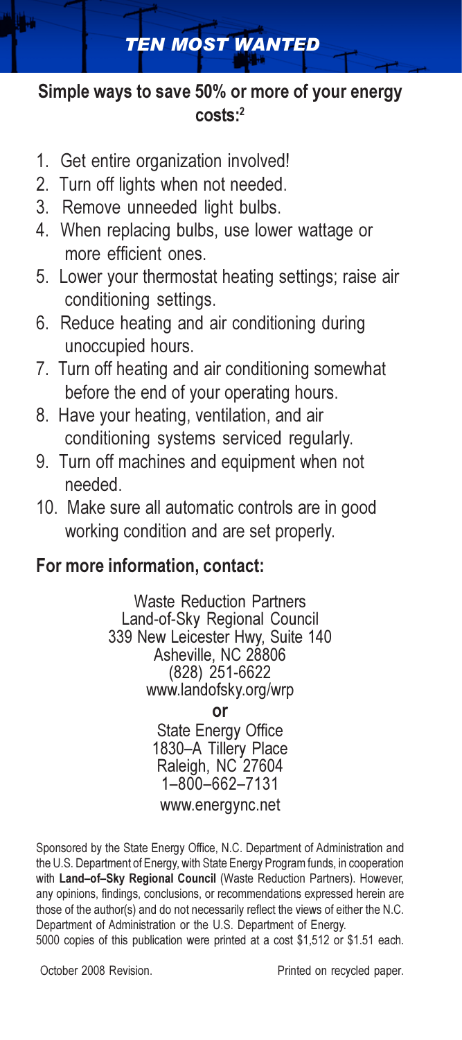# TEN MOST WANTED

## Simple ways to save 50% or more of your energy costs:[2]

1. Get entire organization involved!
2. Turn off lights when not needed.
3. Remove unneeded light bulbs.
4. When replacing bulbs, use lower wattage or more efficient ones.
5. Lower your thermostat heating settings; raise air conditioning settings.
6. Reduce heating and air conditioning during unoccupied hours.
7. Turn off heating and air conditioning somewhat before the end of your operating hours.
8. Have your heating, ventilation, and air conditioning systems serviced regularly.
9. Turn off machines and equipment when not needed.
10. Make sure all automatic controls are in good working condition and are set properly.

## For more information, contact:

Waste Reduction Partners
Land-of-Sky Regional Council
339 New Leicester Hwy, Suite 140
Asheville, NC 28806
(828) 251-6622
www.landofsky.org/wrp

**or**

State Energy Office
1830–A Tillery Place
Raleigh, NC 27604
1–800–662–7131
www.energync.net

Sponsored by the State Energy Office, N.C. Department of Administration and the U.S. Department of Energy, with State Energy Program funds, in cooperation with **Land–of–Sky Regional Council** (Waste Reduction Partners). However, any opinions, findings, conclusions, or recommendations expressed herein are those of the author(s) and do not necessarily reflect the views of either the N.C. Department of Administration or the U.S. Department of Energy.
5000 copies of this publication were printed at a cost $1,512 or $1.51 each.

October 2008 Revision.

Printed on recycled paper.